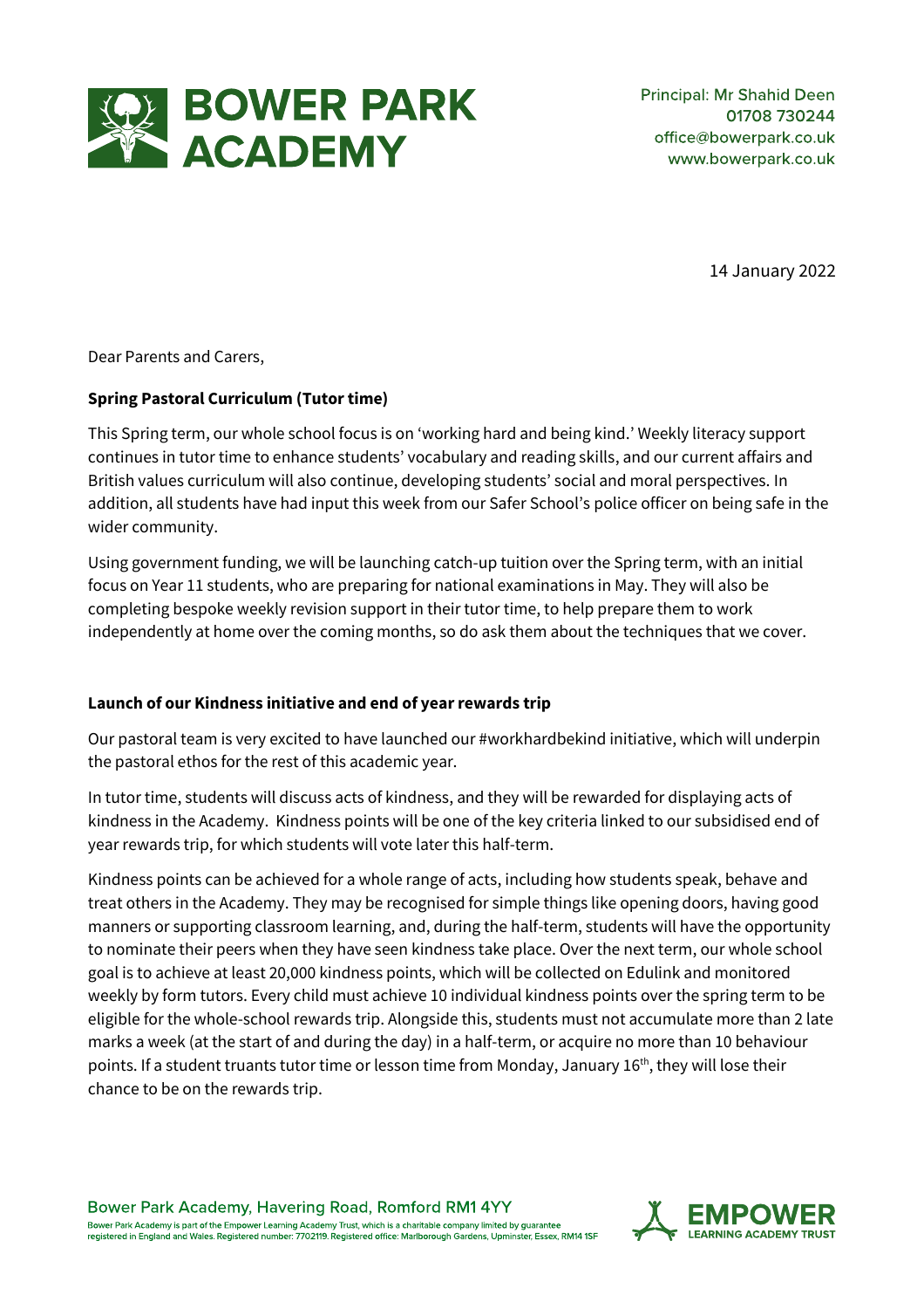# BOWER PARK ACADEMY

Principal: Mr Shahid Deen
01708 730244
office@bowerpark.co.uk
www.bowerpark.co.uk

14 January 2022

Dear Parents and Carers,

**Spring Pastoral Curriculum (Tutor time)**

This Spring term, our whole school focus is on 'working hard and being kind.' Weekly literacy support continues in tutor time to enhance students' vocabulary and reading skills, and our current affairs and British values curriculum will also continue, developing students' social and moral perspectives. In addition, all students have had input this week from our Safer School's police officer on being safe in the wider community.

Using government funding, we will be launching catch-up tuition over the Spring term, with an initial focus on Year 11 students, who are preparing for national examinations in May. They will also be completing bespoke weekly revision support in their tutor time, to help prepare them to work independently at home over the coming months, so do ask them about the techniques that we cover.

**Launch of our Kindness initiative and end of year rewards trip**

Our pastoral team is very excited to have launched our #workhardbekind initiative, which will underpin the pastoral ethos for the rest of this academic year.

In tutor time, students will discuss acts of kindness, and they will be rewarded for displaying acts of kindness in the Academy. Kindness points will be one of the key criteria linked to our subsidised end of year rewards trip, for which students will vote later this half-term.

Kindness points can be achieved for a whole range of acts, including how students speak, behave and treat others in the Academy. They may be recognised for simple things like opening doors, having good manners or supporting classroom learning, and, during the half-term, students will have the opportunity to nominate their peers when they have seen kindness take place. Over the next term, our whole school goal is to achieve at least 20,000 kindness points, which will be collected on Edulink and monitored weekly by form tutors. Every child must achieve 10 individual kindness points over the spring term to be eligible for the whole-school rewards trip. Alongside this, students must not accumulate more than 2 late marks a week (at the start of and during the day) in a half-term, or acquire no more than 10 behaviour points. If a student truants tutor time or lesson time from Monday, January 16th, they will lose their chance to be on the rewards trip.

Bower Park Academy, Havering Road, Romford RM1 4YY

Bower Park Academy is part of the Empower Learning Academy Trust, which is a charitable company limited by guarantee registered in England and Wales. Registered number: 7702119. Registered office: Marlborough Gardens, Upminster, Essex, RM14 1SF

EMPOWER LEARNING ACADEMY TRUST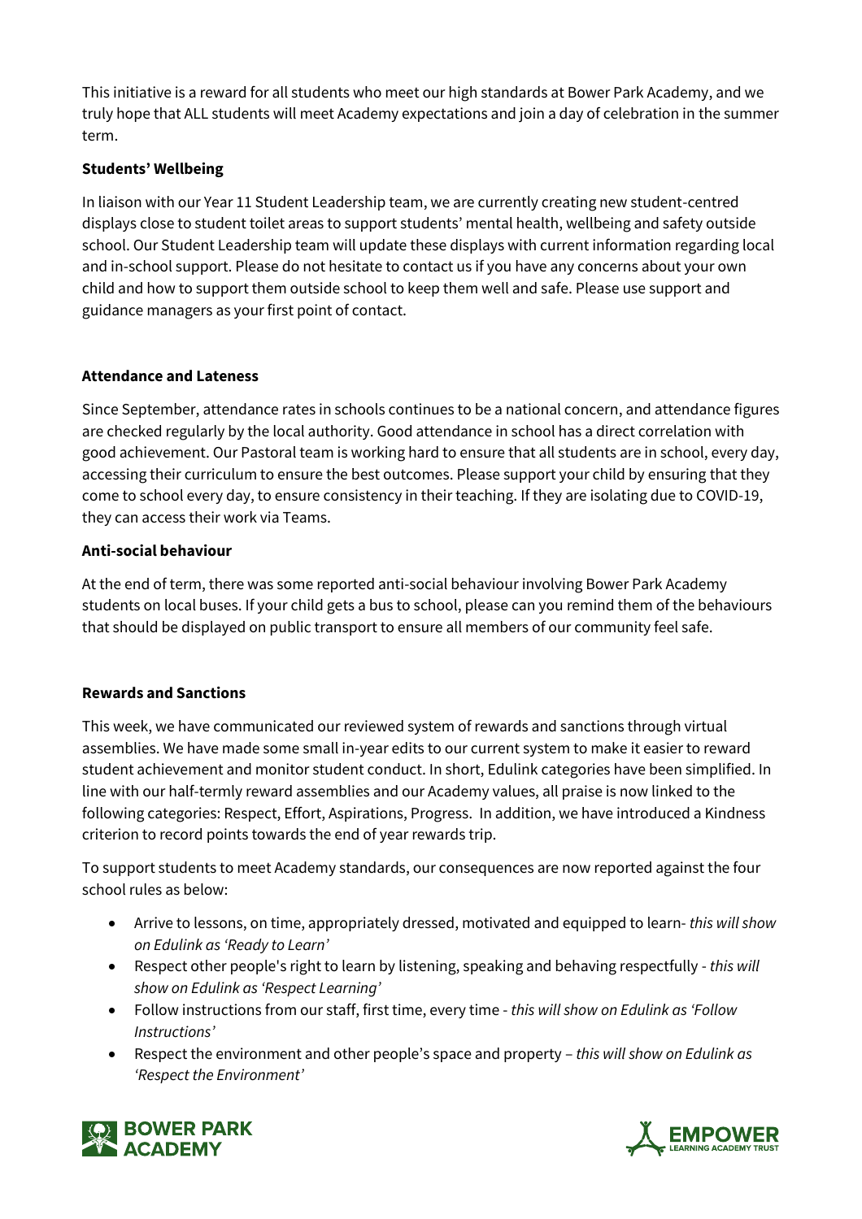This initiative is a reward for all students who meet our high standards at Bower Park Academy, and we truly hope that ALL students will meet Academy expectations and join a day of celebration in the summer term.

**Students' Wellbeing**

In liaison with our Year 11 Student Leadership team, we are currently creating new student-centred displays close to student toilet areas to support students' mental health, wellbeing and safety outside school. Our Student Leadership team will update these displays with current information regarding local and in-school support. Please do not hesitate to contact us if you have any concerns about your own child and how to support them outside school to keep them well and safe. Please use support and guidance managers as your first point of contact.

**Attendance and Lateness**

Since September, attendance rates in schools continues to be a national concern, and attendance figures are checked regularly by the local authority. Good attendance in school has a direct correlation with good achievement. Our Pastoral team is working hard to ensure that all students are in school, every day, accessing their curriculum to ensure the best outcomes. Please support your child by ensuring that they come to school every day, to ensure consistency in their teaching. If they are isolating due to COVID-19, they can access their work via Teams.

**Anti-social behaviour**

At the end of term, there was some reported anti-social behaviour involving Bower Park Academy students on local buses. If your child gets a bus to school, please can you remind them of the behaviours that should be displayed on public transport to ensure all members of our community feel safe.

**Rewards and Sanctions**

This week, we have communicated our reviewed system of rewards and sanctions through virtual assemblies. We have made some small in-year edits to our current system to make it easier to reward student achievement and monitor student conduct. In short, Edulink categories have been simplified. In line with our half-termly reward assemblies and our Academy values, all praise is now linked to the following categories: Respect, Effort, Aspirations, Progress. In addition, we have introduced a Kindness criterion to record points towards the end of year rewards trip.

To support students to meet Academy standards, our consequences are now reported against the four school rules as below:

- Arrive to lessons, on time, appropriately dressed, motivated and equipped to learn- *this will show on Edulink as 'Ready to Learn'*
- Respect other people's right to learn by listening, speaking and behaving respectfully - *this will show on Edulink as 'Respect Learning'*
- Follow instructions from our staff, first time, every time - *this will show on Edulink as 'Follow Instructions'*
- Respect the environment and other people's space and property – *this will show on Edulink as 'Respect the Environment'*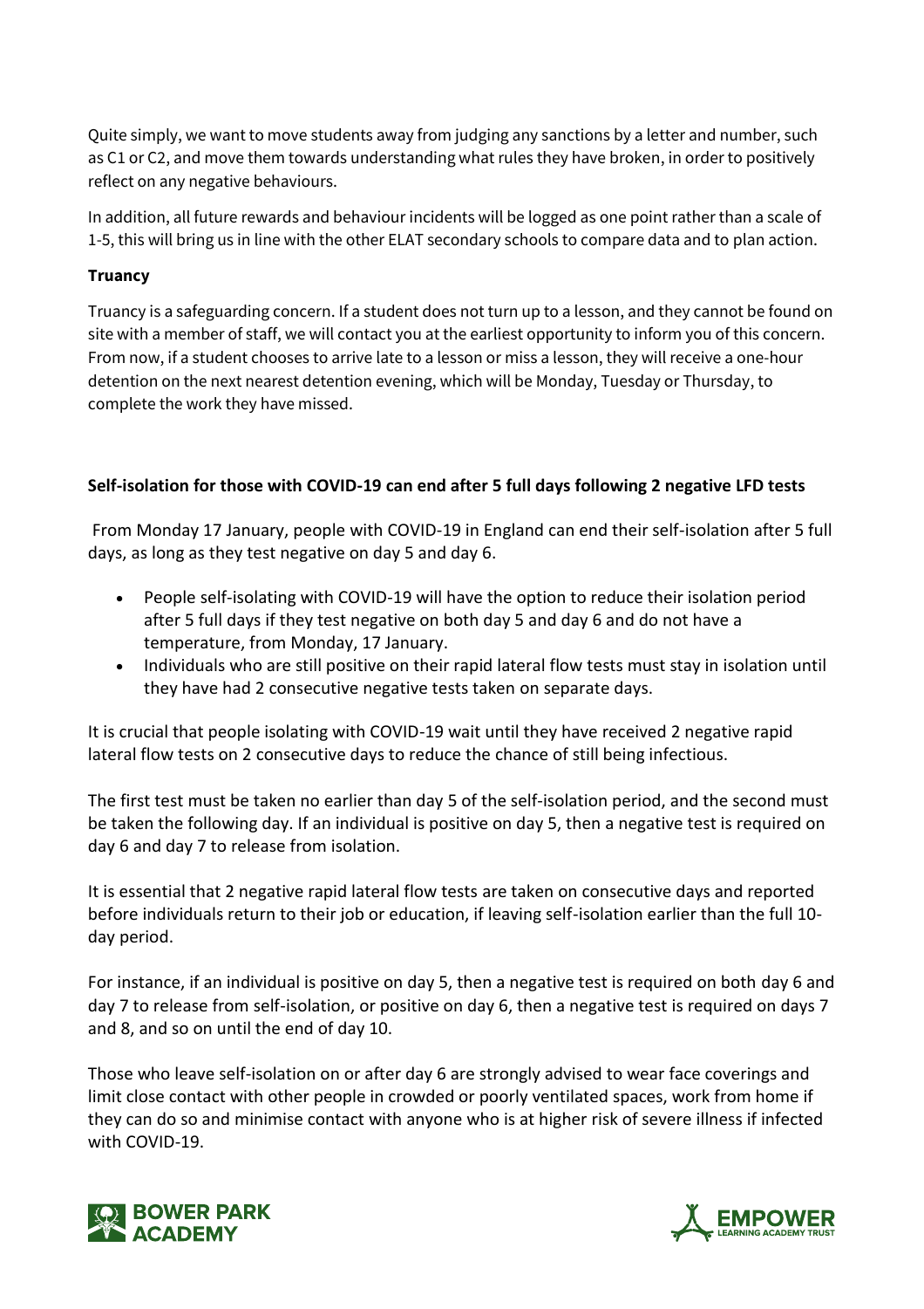Quite simply, we want to move students away from judging any sanctions by a letter and number, such as C1 or C2, and move them towards understanding what rules they have broken, in order to positively reflect on any negative behaviours.

In addition, all future rewards and behaviour incidents will be logged as one point rather than a scale of 1-5, this will bring us in line with the other ELAT secondary schools to compare data and to plan action.

**Truancy**

Truancy is a safeguarding concern. If a student does not turn up to a lesson, and they cannot be found on site with a member of staff, we will contact you at the earliest opportunity to inform you of this concern. From now, if a student chooses to arrive late to a lesson or miss a lesson, they will receive a one-hour detention on the next nearest detention evening, which will be Monday, Tuesday or Thursday, to complete the work they have missed.

**Self-isolation for those with COVID-19 can end after 5 full days following 2 negative LFD tests**

From Monday 17 January, people with COVID-19 in England can end their self-isolation after 5 full days, as long as they test negative on day 5 and day 6.

- People self-isolating with COVID-19 will have the option to reduce their isolation period after 5 full days if they test negative on both day 5 and day 6 and do not have a temperature, from Monday, 17 January.
- Individuals who are still positive on their rapid lateral flow tests must stay in isolation until they have had 2 consecutive negative tests taken on separate days.

It is crucial that people isolating with COVID-19 wait until they have received 2 negative rapid lateral flow tests on 2 consecutive days to reduce the chance of still being infectious.

The first test must be taken no earlier than day 5 of the self-isolation period, and the second must be taken the following day. If an individual is positive on day 5, then a negative test is required on day 6 and day 7 to release from isolation.

It is essential that 2 negative rapid lateral flow tests are taken on consecutive days and reported before individuals return to their job or education, if leaving self-isolation earlier than the full 10-day period.

For instance, if an individual is positive on day 5, then a negative test is required on both day 6 and day 7 to release from self-isolation, or positive on day 6, then a negative test is required on days 7 and 8, and so on until the end of day 10.

Those who leave self-isolation on or after day 6 are strongly advised to wear face coverings and limit close contact with other people in crowded or poorly ventilated spaces, work from home if they can do so and minimise contact with anyone who is at higher risk of severe illness if infected with COVID-19.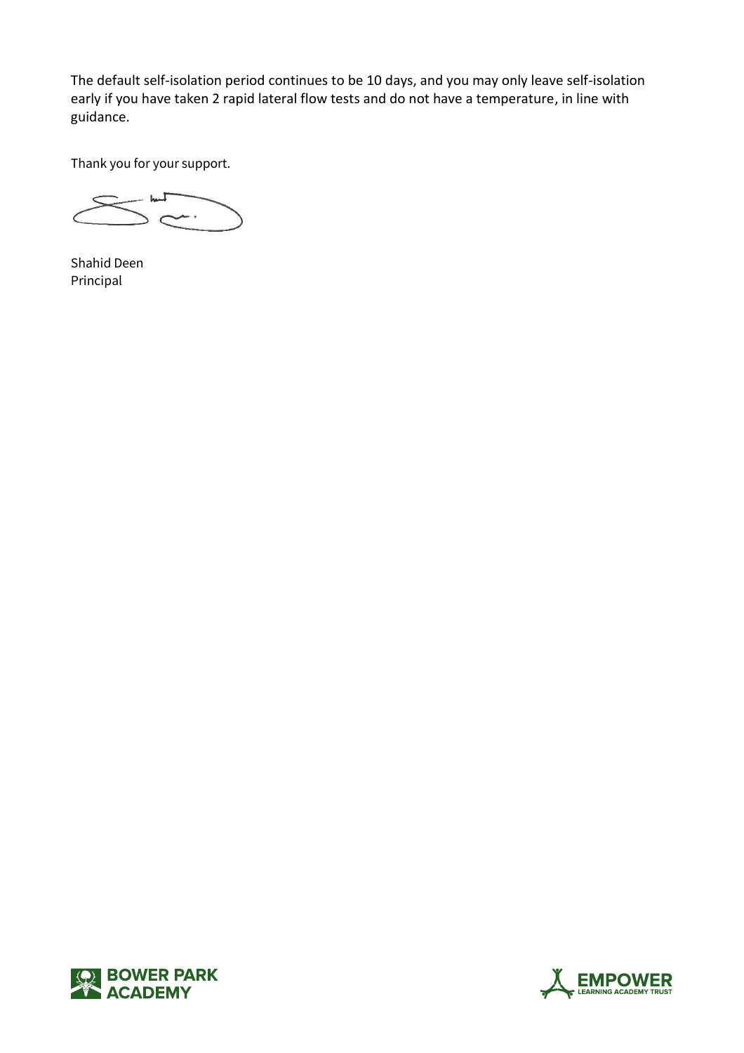The default self-isolation period continues to be 10 days, and you may only leave self-isolation early if you have taken 2 rapid lateral flow tests and do not have a temperature, in line with guidance.

Thank you for your support.

Shahid Deen
Principal